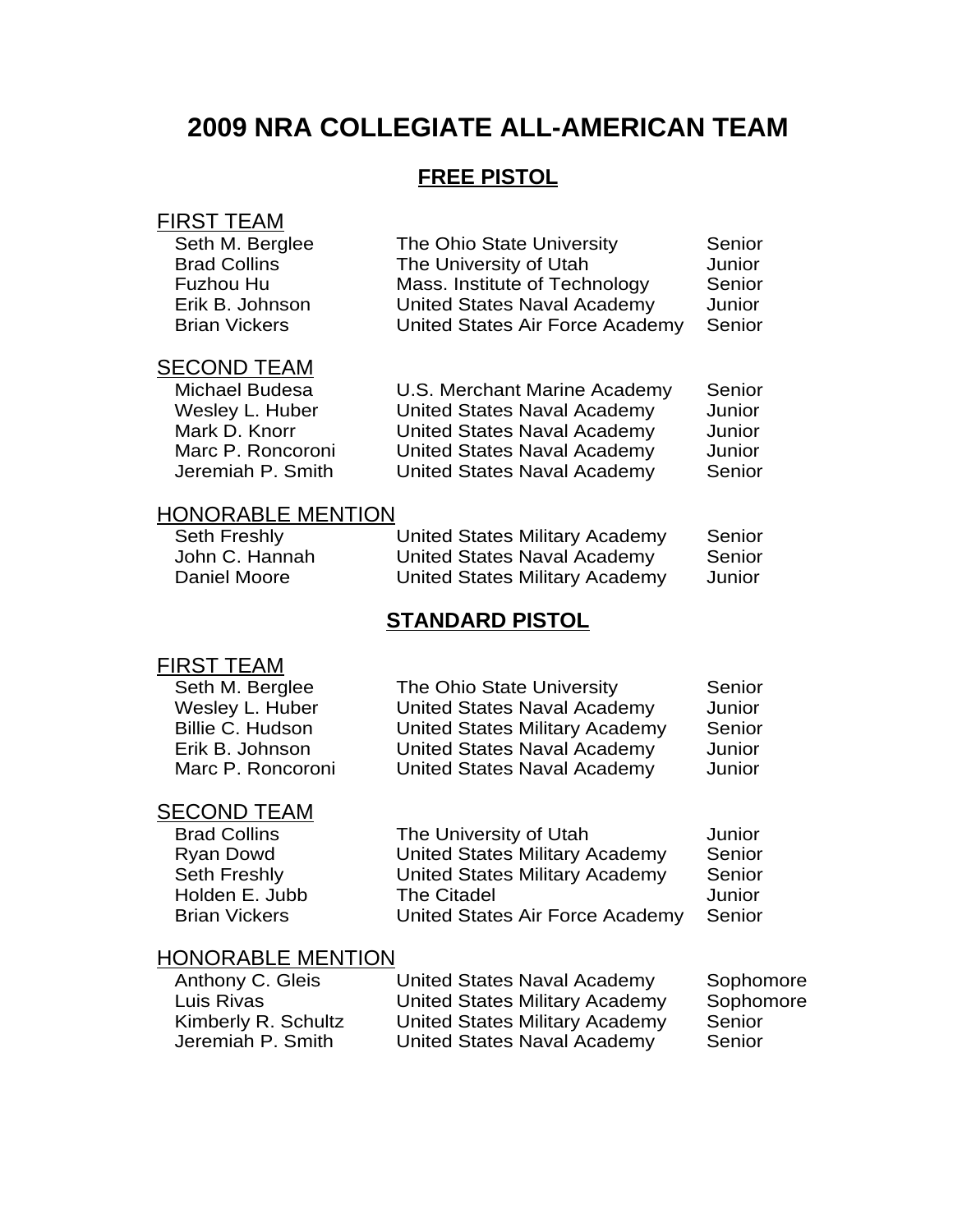# 2009 NRA COLLEGIATE ALL-AMERICAN TEAM

## FREE PISTOL

### FIRST TEAM

| | | |
|---|---|---|
| Seth M. Berglee | The Ohio State University | Senior |
| Brad Collins | The University of Utah | Junior |
| Fuzhou Hu | Mass. Institute of Technology | Senior |
| Erik B. Johnson | United States Naval Academy | Junior |
| Brian Vickers | United States Air Force Academy | Senior |

### SECOND TEAM

| | | |
|---|---|---|
| Michael Budesa | U.S. Merchant Marine Academy | Senior |
| Wesley L. Huber | United States Naval Academy | Junior |
| Mark D. Knorr | United States Naval Academy | Junior |
| Marc P. Roncoroni | United States Naval Academy | Junior |
| Jeremiah P. Smith | United States Naval Academy | Senior |

### HONORABLE MENTION

| | | |
|---|---|---|
| Seth Freshly | United States Military Academy | Senior |
| John C. Hannah | United States Naval Academy | Senior |
| Daniel Moore | United States Military Academy | Junior |

## STANDARD PISTOL

### FIRST TEAM

| | | |
|---|---|---|
| Seth M. Berglee | The Ohio State University | Senior |
| Wesley L. Huber | United States Naval Academy | Junior |
| Billie C. Hudson | United States Military Academy | Senior |
| Erik B. Johnson | United States Naval Academy | Junior |
| Marc P. Roncoroni | United States Naval Academy | Junior |

### SECOND TEAM

| | | |
|---|---|---|
| Brad Collins | The University of Utah | Junior |
| Ryan Dowd | United States Military Academy | Senior |
| Seth Freshly | United States Military Academy | Senior |
| Holden E. Jubb | The Citadel | Junior |
| Brian Vickers | United States Air Force Academy | Senior |

### HONORABLE MENTION

| | | |
|---|---|---|
| Anthony C. Gleis | United States Naval Academy | Sophomore |
| Luis Rivas | United States Military Academy | Sophomore |
| Kimberly R. Schultz | United States Military Academy | Senior |
| Jeremiah P. Smith | United States Naval Academy | Senior |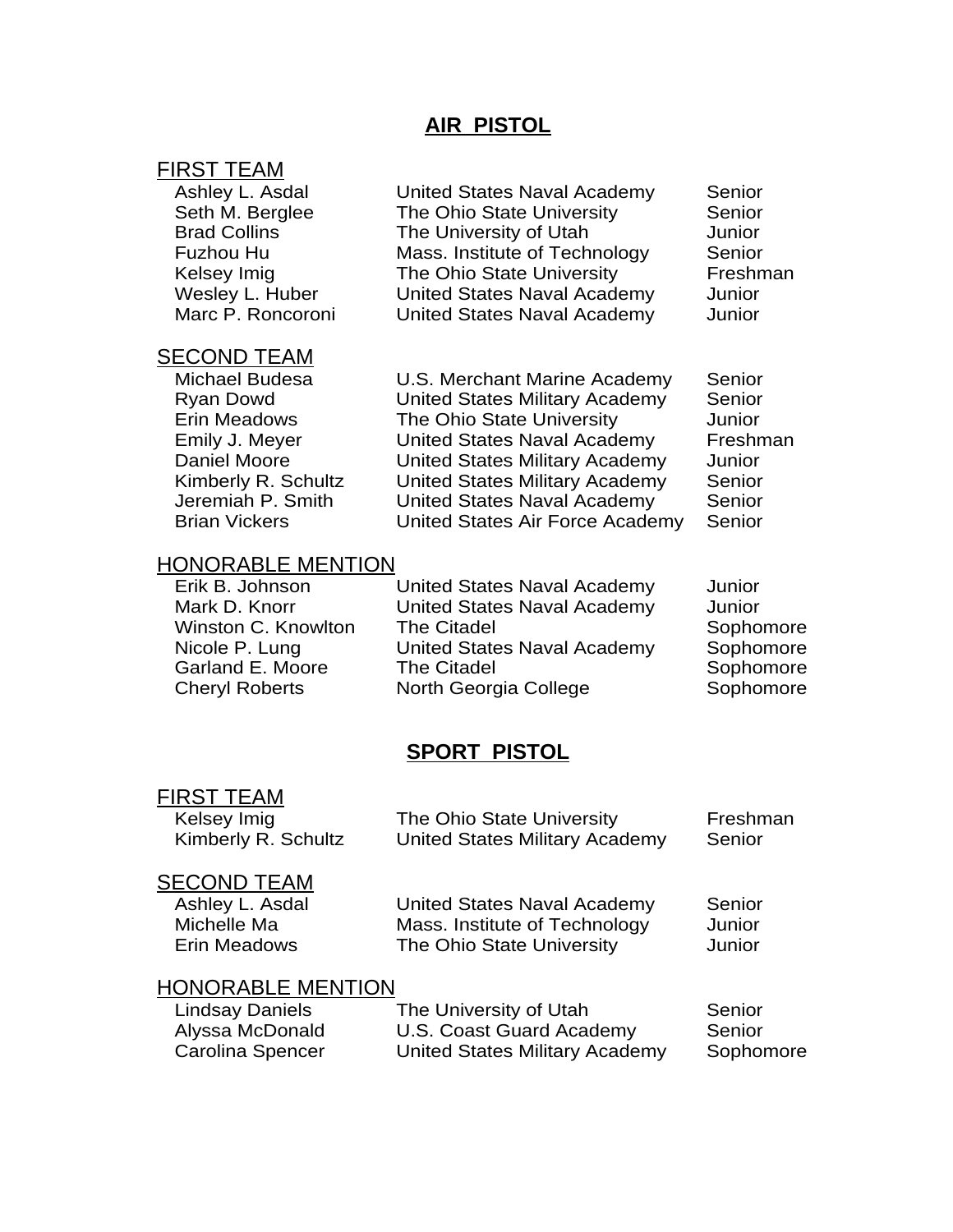## AIR PISTOL

### FIRST TEAM

| | | |
|---|---|---|
| Ashley L. Asdal | United States Naval Academy | Senior |
| Seth M. Berglee | The Ohio State University | Senior |
| Brad Collins | The University of Utah | Junior |
| Fuzhou Hu | Mass. Institute of Technology | Senior |
| Kelsey Imig | The Ohio State University | Freshman |
| Wesley L. Huber | United States Naval Academy | Junior |
| Marc P. Roncoroni | United States Naval Academy | Junior |

### SECOND TEAM

| | | |
|---|---|---|
| Michael Budesa | U.S. Merchant Marine Academy | Senior |
| Ryan Dowd | United States Military Academy | Senior |
| Erin Meadows | The Ohio State University | Junior |
| Emily J. Meyer | United States Naval Academy | Freshman |
| Daniel Moore | United States Military Academy | Junior |
| Kimberly R. Schultz | United States Military Academy | Senior |
| Jeremiah P. Smith | United States Naval Academy | Senior |
| Brian Vickers | United States Air Force Academy | Senior |

### HONORABLE MENTION

| | | |
|---|---|---|
| Erik B. Johnson | United States Naval Academy | Junior |
| Mark D. Knorr | United States Naval Academy | Junior |
| Winston C. Knowlton | The Citadel | Sophomore |
| Nicole P. Lung | United States Naval Academy | Sophomore |
| Garland E. Moore | The Citadel | Sophomore |
| Cheryl Roberts | North Georgia College | Sophomore |

## SPORT PISTOL

### FIRST TEAM

| | | |
|---|---|---|
| Kelsey Imig | The Ohio State University | Freshman |
| Kimberly R. Schultz | United States Military Academy | Senior |

### SECOND TEAM

| | | |
|---|---|---|
| Ashley L. Asdal | United States Naval Academy | Senior |
| Michelle Ma | Mass. Institute of Technology | Junior |
| Erin Meadows | The Ohio State University | Junior |

### HONORABLE MENTION

| | | |
|---|---|---|
| Lindsay Daniels | The University of Utah | Senior |
| Alyssa McDonald | U.S. Coast Guard Academy | Senior |
| Carolina Spencer | United States Military Academy | Sophomore |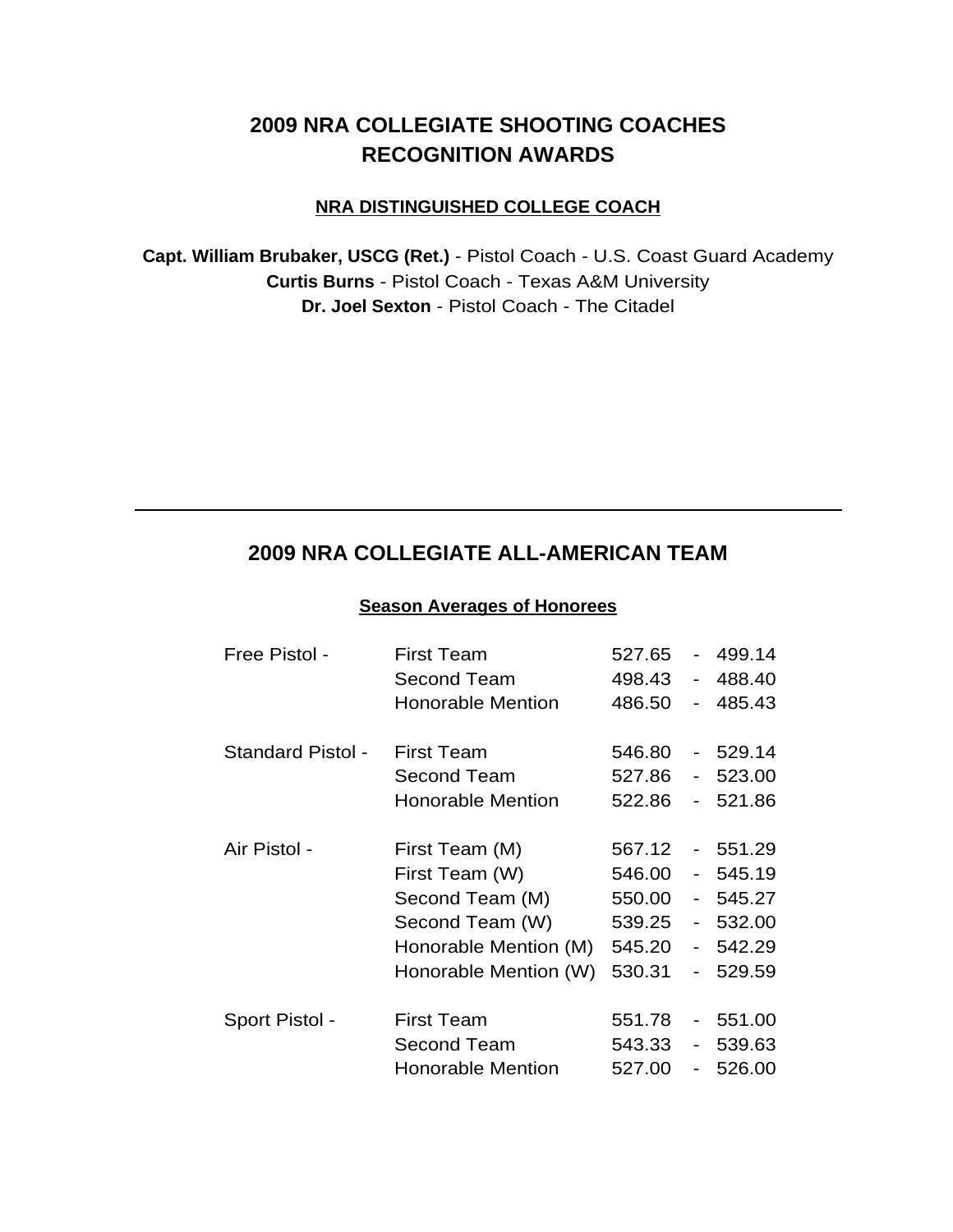# 2009 NRA COLLEGIATE SHOOTING COACHES RECOGNITION AWARDS

## NRA DISTINGUISHED COLLEGE COACH

**Capt. William Brubaker, USCG (Ret.)** - Pistol Coach - U.S. Coast Guard Academy
**Curtis Burns** - Pistol Coach - Texas A&M University
**Dr. Joel Sexton** - Pistol Coach - The Citadel

---

# 2009 NRA COLLEGIATE ALL-AMERICAN TEAM

### Season Averages of Honorees

| Event | Team | High | | Low |
|---|---|---|---|---|
| Free Pistol - | First Team | 527.65 | - | 499.14 |
| | Second Team | 498.43 | - | 488.40 |
| | Honorable Mention | 486.50 | - | 485.43 |
| Standard Pistol - | First Team | 546.80 | - | 529.14 |
| | Second Team | 527.86 | - | 523.00 |
| | Honorable Mention | 522.86 | - | 521.86 |
| Air Pistol - | First Team (M) | 567.12 | - | 551.29 |
| | First Team (W) | 546.00 | - | 545.19 |
| | Second Team (M) | 550.00 | - | 545.27 |
| | Second Team (W) | 539.25 | - | 532.00 |
| | Honorable Mention (M) | 545.20 | - | 542.29 |
| | Honorable Mention (W) | 530.31 | - | 529.59 |
| Sport Pistol - | First Team | 551.78 | - | 551.00 |
| | Second Team | 543.33 | - | 539.63 |
| | Honorable Mention | 527.00 | - | 526.00 |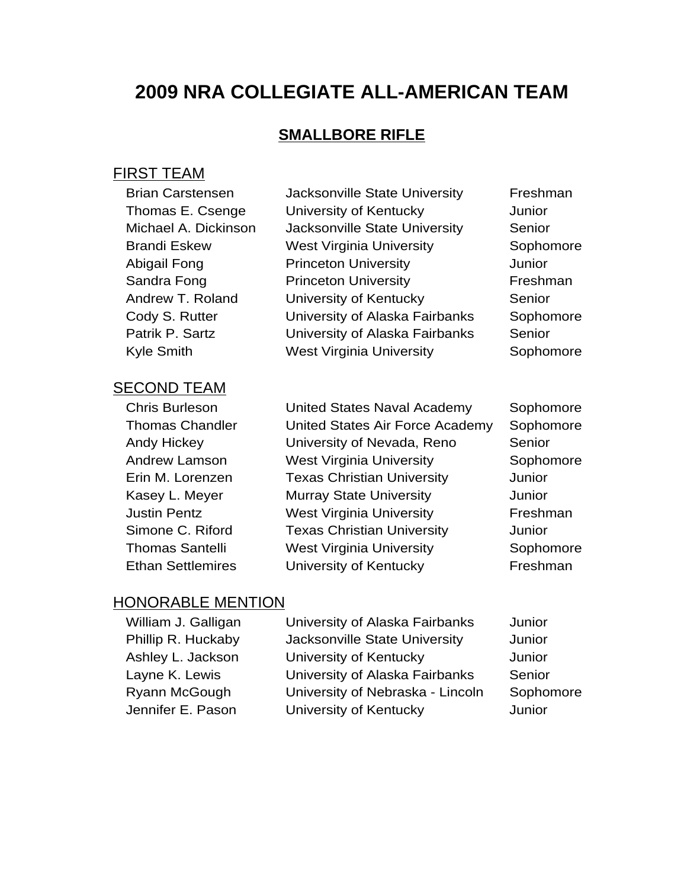# 2009 NRA COLLEGIATE ALL-AMERICAN TEAM

## SMALLBORE RIFLE

### FIRST TEAM

| | | |
|---|---|---|
| Brian Carstensen | Jacksonville State University | Freshman |
| Thomas E. Csenge | University of Kentucky | Junior |
| Michael A. Dickinson | Jacksonville State University | Senior |
| Brandi Eskew | West Virginia University | Sophomore |
| Abigail Fong | Princeton University | Junior |
| Sandra Fong | Princeton University | Freshman |
| Andrew T. Roland | University of Kentucky | Senior |
| Cody S. Rutter | University of Alaska Fairbanks | Sophomore |
| Patrik P. Sartz | University of Alaska Fairbanks | Senior |
| Kyle Smith | West Virginia University | Sophomore |

### SECOND TEAM

| | | |
|---|---|---|
| Chris Burleson | United States Naval Academy | Sophomore |
| Thomas Chandler | United States Air Force Academy | Sophomore |
| Andy Hickey | University of Nevada, Reno | Senior |
| Andrew Lamson | West Virginia University | Sophomore |
| Erin M. Lorenzen | Texas Christian University | Junior |
| Kasey L. Meyer | Murray State University | Junior |
| Justin Pentz | West Virginia University | Freshman |
| Simone C. Riford | Texas Christian University | Junior |
| Thomas Santelli | West Virginia University | Sophomore |
| Ethan Settlemires | University of Kentucky | Freshman |

### HONORABLE MENTION

| | | |
|---|---|---|
| William J. Galligan | University of Alaska Fairbanks | Junior |
| Phillip R. Huckaby | Jacksonville State University | Junior |
| Ashley L. Jackson | University of Kentucky | Junior |
| Layne K. Lewis | University of Alaska Fairbanks | Senior |
| Ryann McGough | University of Nebraska - Lincoln | Sophomore |
| Jennifer E. Pason | University of Kentucky | Junior |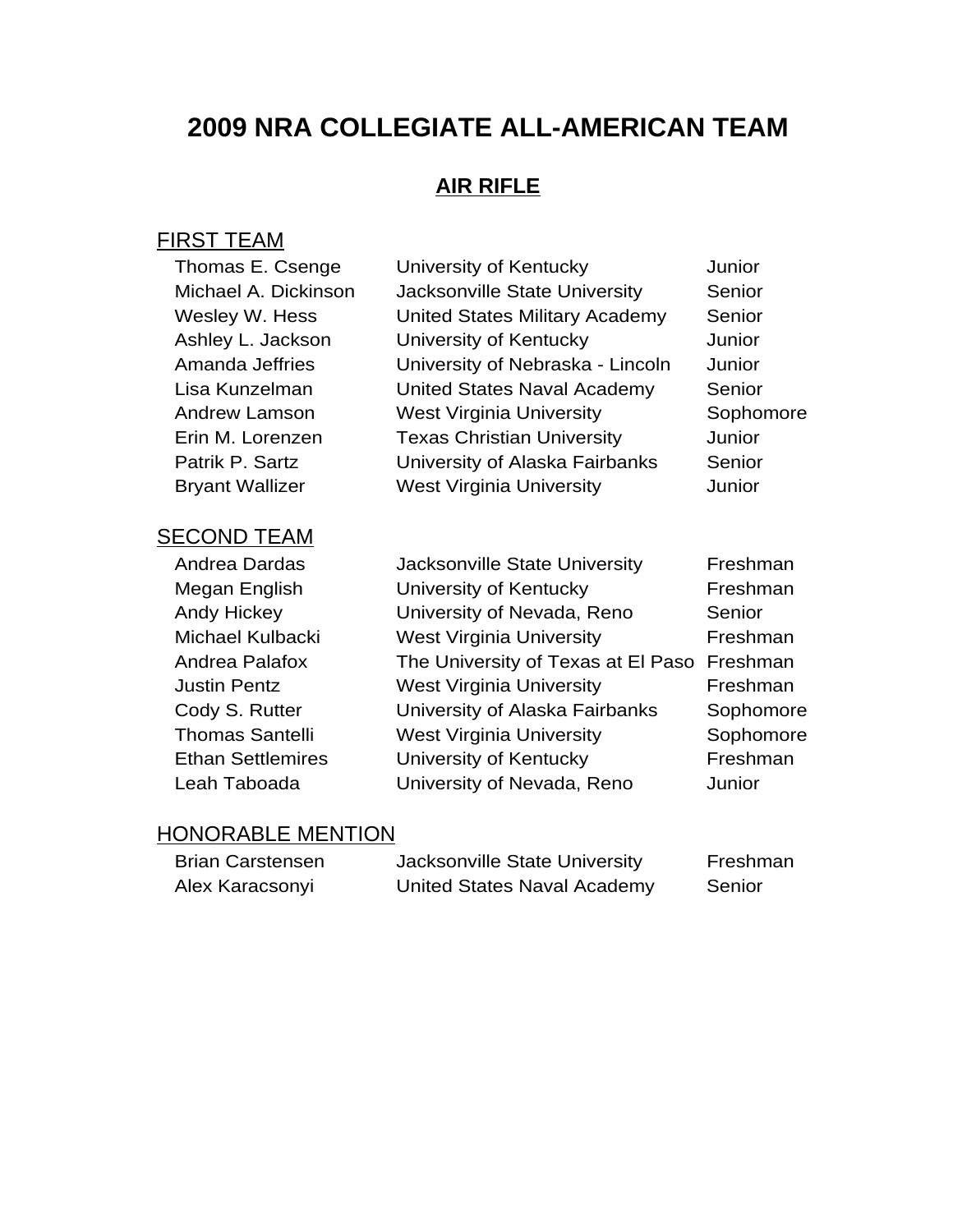# 2009 NRA COLLEGIATE ALL-AMERICAN TEAM

## AIR RIFLE

### FIRST TEAM

| | | |
|---|---|---|
| Thomas E. Csenge | University of Kentucky | Junior |
| Michael A. Dickinson | Jacksonville State University | Senior |
| Wesley W. Hess | United States Military Academy | Senior |
| Ashley L. Jackson | University of Kentucky | Junior |
| Amanda Jeffries | University of Nebraska - Lincoln | Junior |
| Lisa Kunzelman | United States Naval Academy | Senior |
| Andrew Lamson | West Virginia University | Sophomore |
| Erin M. Lorenzen | Texas Christian University | Junior |
| Patrik P. Sartz | University of Alaska Fairbanks | Senior |
| Bryant Wallizer | West Virginia University | Junior |

### SECOND TEAM

| | | |
|---|---|---|
| Andrea Dardas | Jacksonville State University | Freshman |
| Megan English | University of Kentucky | Freshman |
| Andy Hickey | University of Nevada, Reno | Senior |
| Michael Kulbacki | West Virginia University | Freshman |
| Andrea Palafox | The University of Texas at El Paso | Freshman |
| Justin Pentz | West Virginia University | Freshman |
| Cody S. Rutter | University of Alaska Fairbanks | Sophomore |
| Thomas Santelli | West Virginia University | Sophomore |
| Ethan Settlemires | University of Kentucky | Freshman |
| Leah Taboada | University of Nevada, Reno | Junior |

### HONORABLE MENTION

| | | |
|---|---|---|
| Brian Carstensen | Jacksonville State University | Freshman |
| Alex Karacsonyi | United States Naval Academy | Senior |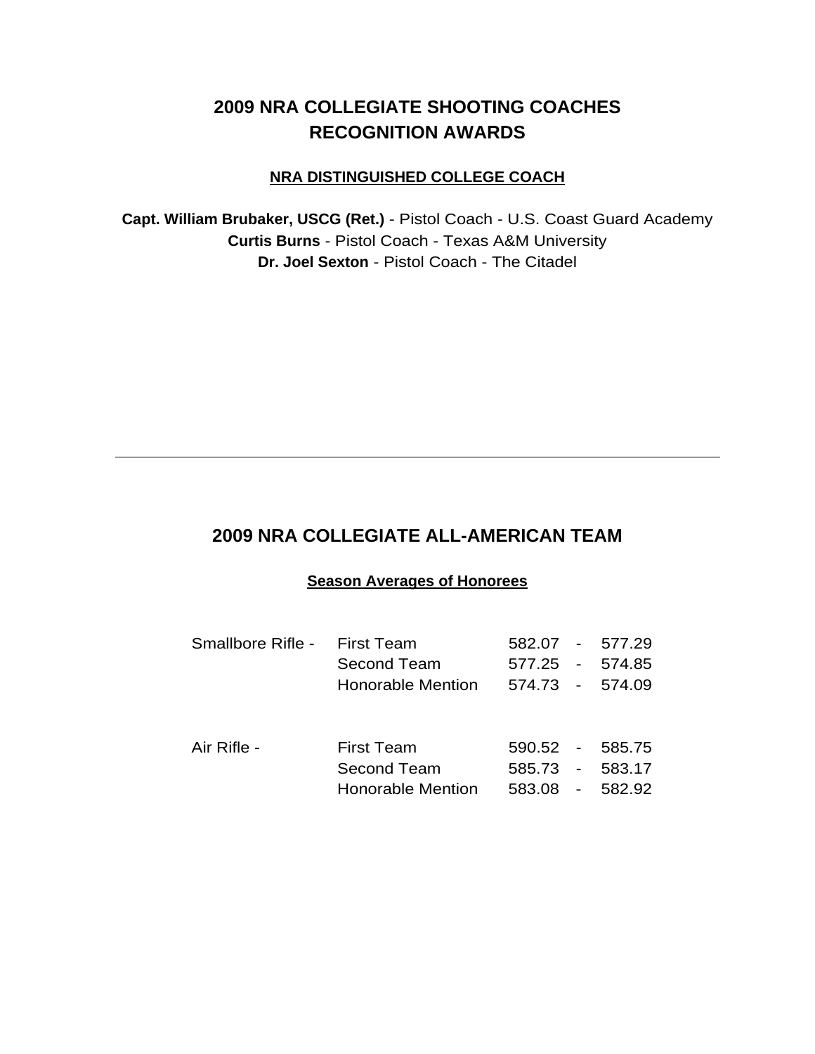# 2009 NRA COLLEGIATE SHOOTING COACHES RECOGNITION AWARDS

## NRA DISTINGUISHED COLLEGE COACH

**Capt. William Brubaker, USCG (Ret.)** - Pistol Coach - U.S. Coast Guard Academy
**Curtis Burns** - Pistol Coach - Texas A&M University
**Dr. Joel Sexton** - Pistol Coach - The Citadel

---

# 2009 NRA COLLEGIATE ALL-AMERICAN TEAM

## Season Averages of Honorees

| | | | | |
|---|---|---|---|---|
| Smallbore Rifle - | First Team | 582.07 | - | 577.29 |
| | Second Team | 577.25 | - | 574.85 |
| | Honorable Mention | 574.73 | - | 574.09 |
| Air Rifle - | First Team | 590.52 | - | 585.75 |
| | Second Team | 585.73 | - | 583.17 |
| | Honorable Mention | 583.08 | - | 582.92 |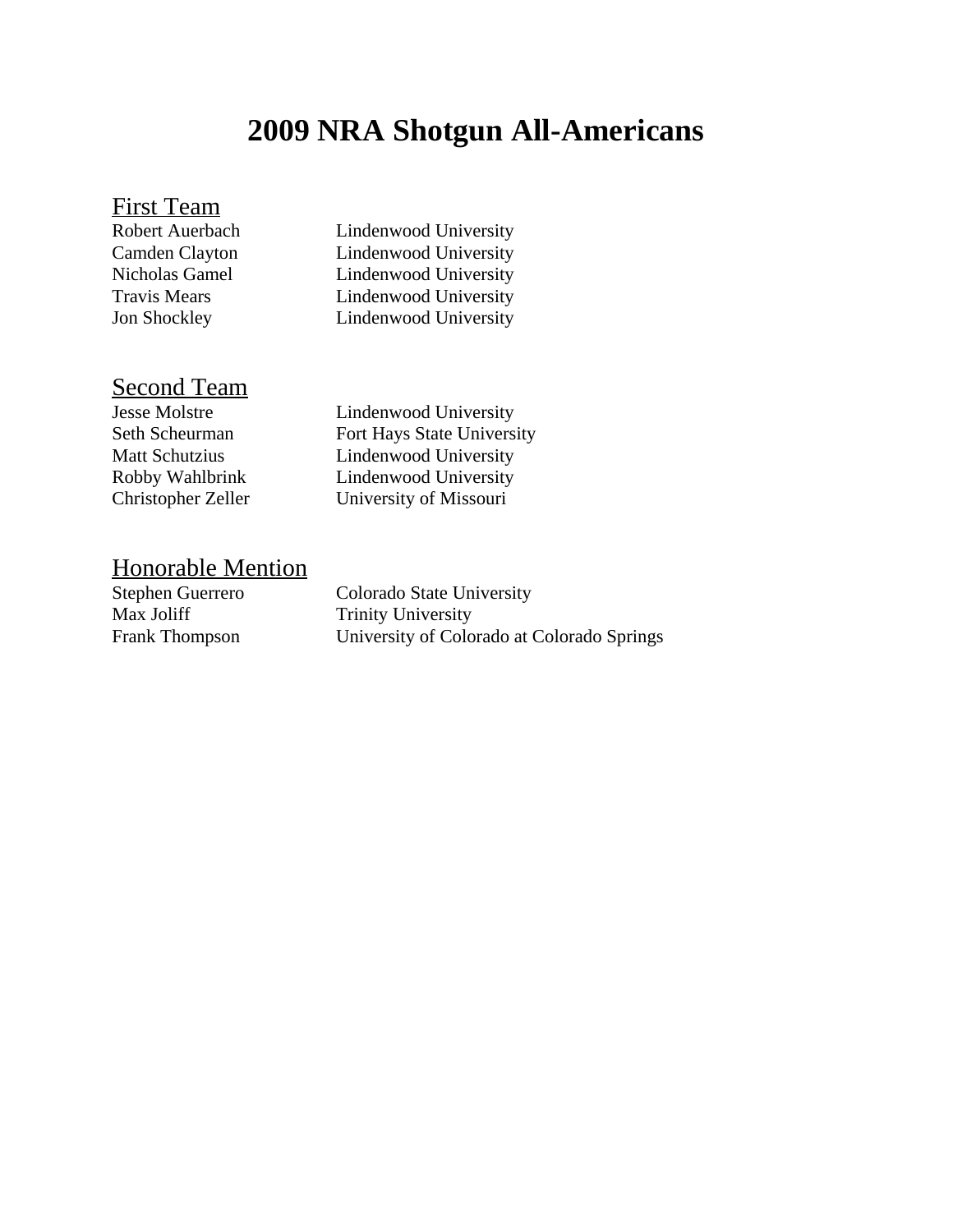# 2009 NRA Shotgun All-Americans

## First Team

| | |
|---|---|
| Robert Auerbach | Lindenwood University |
| Camden Clayton | Lindenwood University |
| Nicholas Gamel | Lindenwood University |
| Travis Mears | Lindenwood University |
| Jon Shockley | Lindenwood University |

## Second Team

| | |
|---|---|
| Jesse Molstre | Lindenwood University |
| Seth Scheurman | Fort Hays State University |
| Matt Schutzius | Lindenwood University |
| Robby Wahlbrink | Lindenwood University |
| Christopher Zeller | University of Missouri |

## Honorable Mention

| | |
|---|---|
| Stephen Guerrero | Colorado State University |
| Max Joliff | Trinity University |
| Frank Thompson | University of Colorado at Colorado Springs |